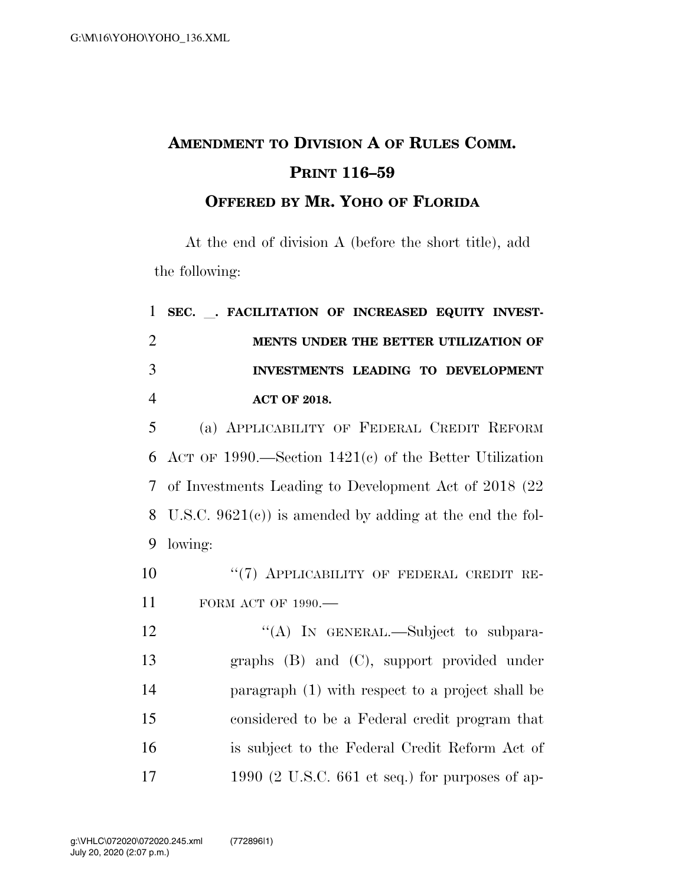# AMENDMENT TO DIVISION A OF RULES COMM. PRINT 116–59

## OFFERED BY MR. YOHO OF FLORIDA

At the end of division A (before the short title), add the following:

**SEC. \_\_. FACILITATION OF INCREASED EQUITY INVESTMENTS UNDER THE BETTER UTILIZATION OF INVESTMENTS LEADING TO DEVELOPMENT ACT OF 2018.**

(a) APPLICABILITY OF FEDERAL CREDIT REFORM ACT OF 1990.—Section 1421(c) of the Better Utilization of Investments Leading to Development Act of 2018 (22 U.S.C. 9621(c)) is amended by adding at the end the following:

"(7) APPLICABILITY OF FEDERAL CREDIT REFORM ACT OF 1990.—

"(A) IN GENERAL.—Subject to subparagraphs (B) and (C), support provided under paragraph (1) with respect to a project shall be considered to be a Federal credit program that is subject to the Federal Credit Reform Act of 1990 (2 U.S.C. 661 et seq.) for purposes of ap-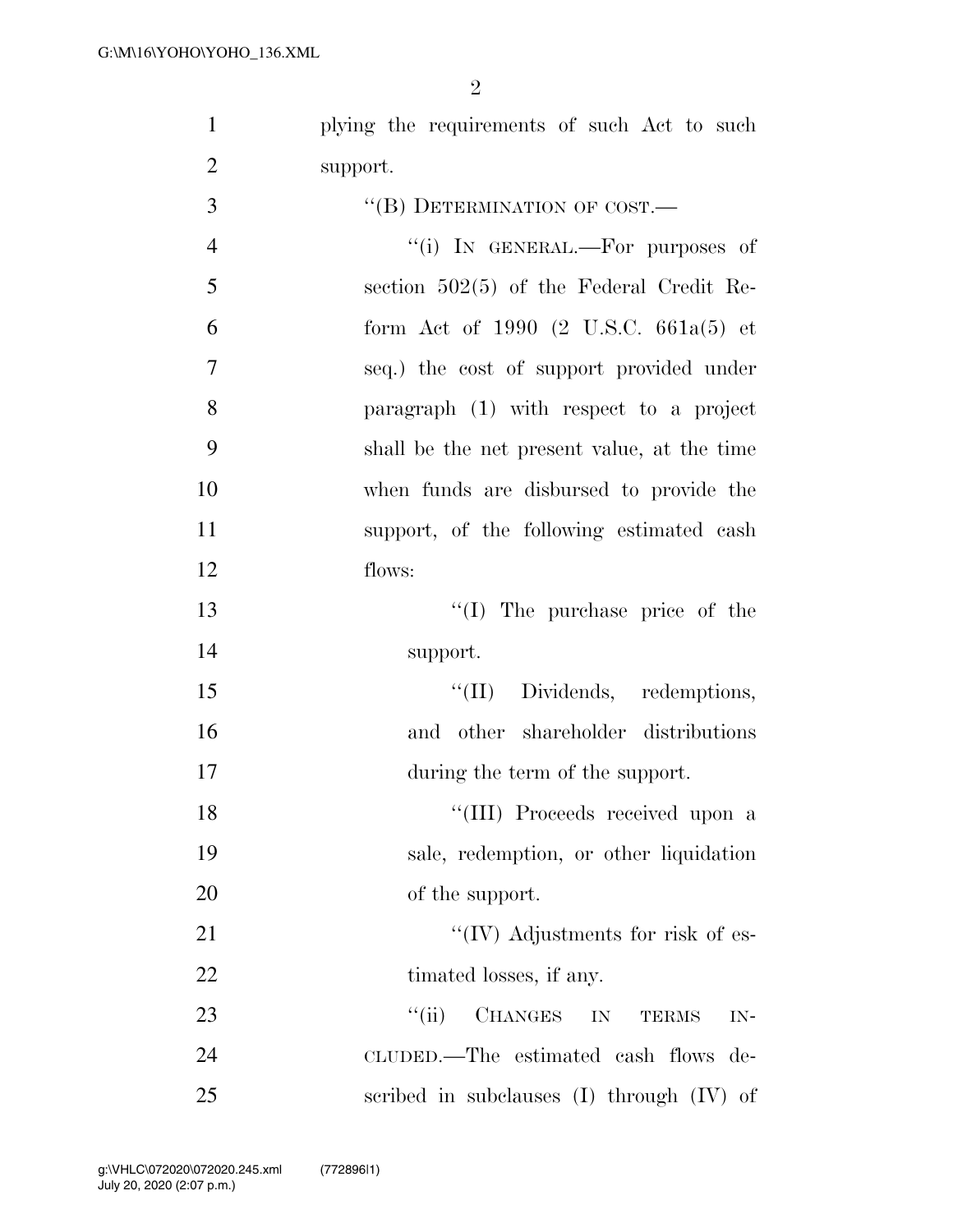plying the requirements of such Act to such support.

"(B) DETERMINATION OF COST.—

"(i) IN GENERAL.—For purposes of section 502(5) of the Federal Credit Reform Act of 1990 (2 U.S.C. 661a(5) et seq.) the cost of support provided under paragraph (1) with respect to a project shall be the net present value, at the time when funds are disbursed to provide the support, of the following estimated cash flows:

"(I) The purchase price of the support.

"(II) Dividends, redemptions, and other shareholder distributions during the term of the support.

"(III) Proceeds received upon a sale, redemption, or other liquidation of the support.

"(IV) Adjustments for risk of estimated losses, if any.

"(ii) CHANGES IN TERMS INCLUDED.—The estimated cash flows described in subclauses (I) through (IV) of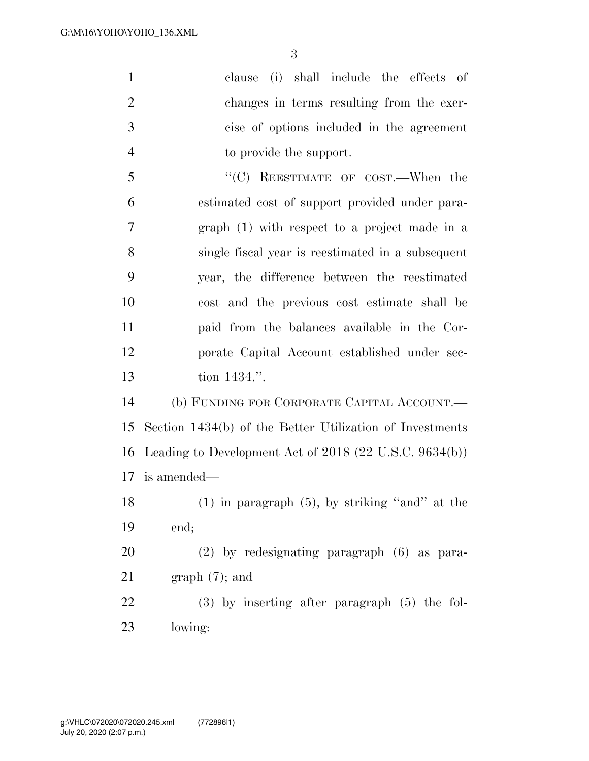clause (i) shall include the effects of changes in terms resulting from the exercise of options included in the agreement to provide the support.

"(C) REESTIMATE OF COST.—When the estimated cost of support provided under paragraph (1) with respect to a project made in a single fiscal year is reestimated in a subsequent year, the difference between the reestimated cost and the previous cost estimate shall be paid from the balances available in the Corporate Capital Account established under section 1434.".

(b) FUNDING FOR CORPORATE CAPITAL ACCOUNT.—Section 1434(b) of the Better Utilization of Investments Leading to Development Act of 2018 (22 U.S.C. 9634(b)) is amended—

(1) in paragraph (5), by striking "and" at the end;

(2) by redesignating paragraph (6) as paragraph (7); and

(3) by inserting after paragraph (5) the following: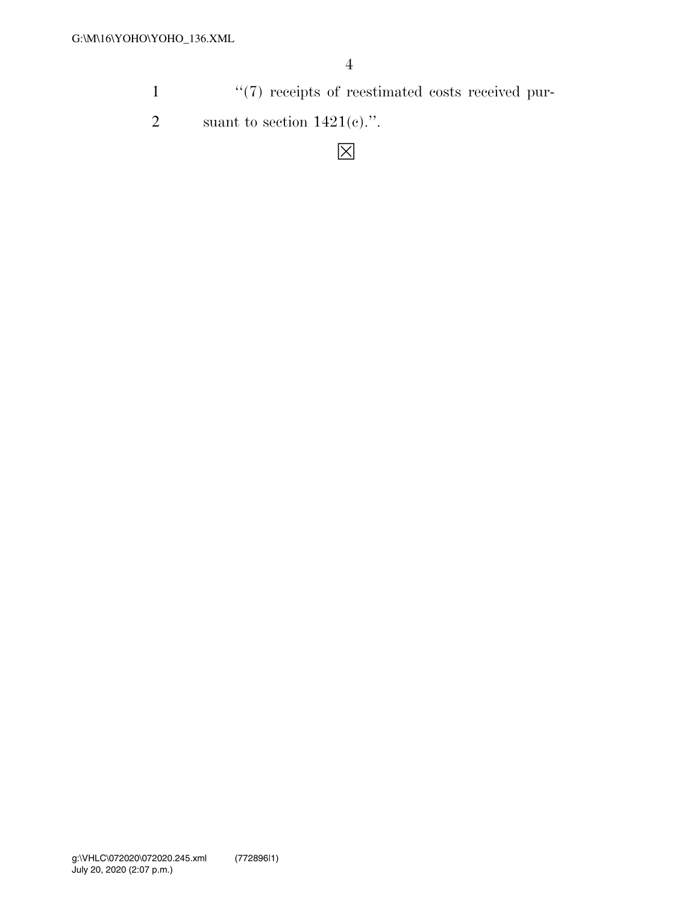"(7) receipts of reestimated costs received pursuant to section 1421(c).".